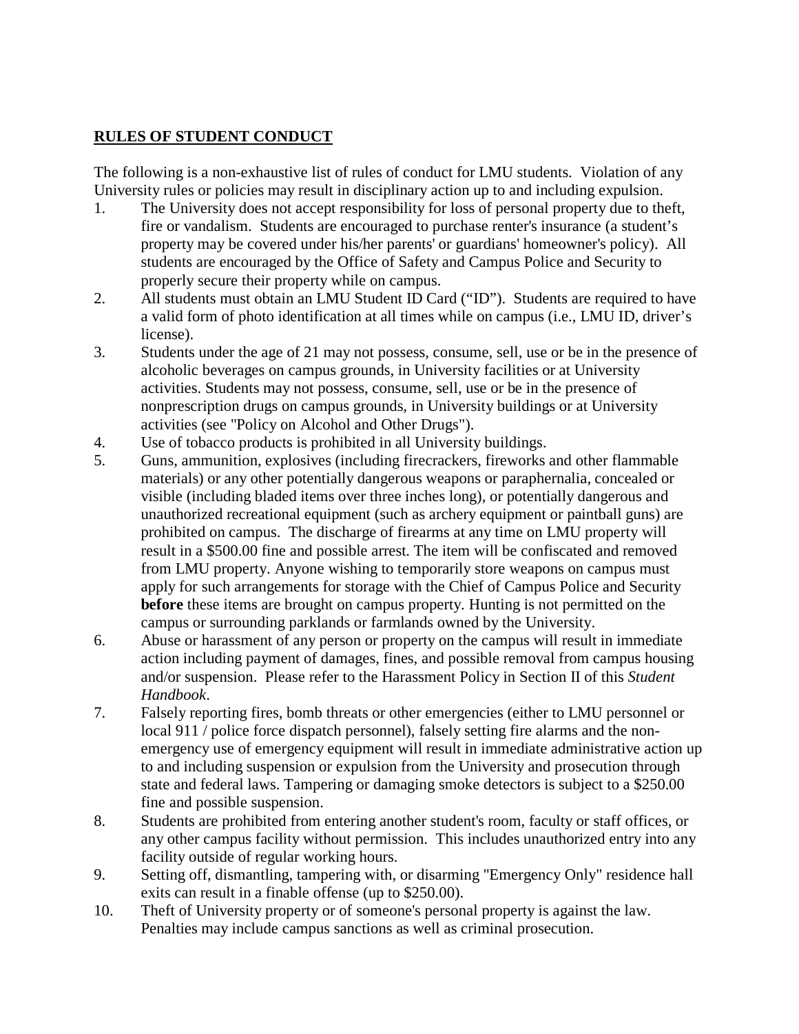## **RULES OF STUDENT CONDUCT**

The following is a non-exhaustive list of rules of conduct for LMU students. Violation of any University rules or policies may result in disciplinary action up to and including expulsion.

1. The University does not accept responsibility for loss of personal property due to theft, fire or vandalism. Students are encouraged to purchase renter's insurance (a student's property may be covered under his/her parents' or guardians' homeowner's policy). All students are encouraged by the Office of Safety and Campus Police and Security to properly secure their property while on campus.
2. All students must obtain an LMU Student ID Card ("ID"). Students are required to have a valid form of photo identification at all times while on campus (i.e., LMU ID, driver's license).
3. Students under the age of 21 may not possess, consume, sell, use or be in the presence of alcoholic beverages on campus grounds, in University facilities or at University activities. Students may not possess, consume, sell, use or be in the presence of nonprescription drugs on campus grounds, in University buildings or at University activities (see "Policy on Alcohol and Other Drugs").
4. Use of tobacco products is prohibited in all University buildings.
5. Guns, ammunition, explosives (including firecrackers, fireworks and other flammable materials) or any other potentially dangerous weapons or paraphernalia, concealed or visible (including bladed items over three inches long), or potentially dangerous and unauthorized recreational equipment (such as archery equipment or paintball guns) are prohibited on campus. The discharge of firearms at any time on LMU property will result in a $500.00 fine and possible arrest. The item will be confiscated and removed from LMU property. Anyone wishing to temporarily store weapons on campus must apply for such arrangements for storage with the Chief of Campus Police and Security **before** these items are brought on campus property. Hunting is not permitted on the campus or surrounding parklands or farmlands owned by the University.
6. Abuse or harassment of any person or property on the campus will result in immediate action including payment of damages, fines, and possible removal from campus housing and/or suspension. Please refer to the Harassment Policy in Section II of this *Student Handbook*.
7. Falsely reporting fires, bomb threats or other emergencies (either to LMU personnel or local 911 / police force dispatch personnel), falsely setting fire alarms and the non-emergency use of emergency equipment will result in immediate administrative action up to and including suspension or expulsion from the University and prosecution through state and federal laws. Tampering or damaging smoke detectors is subject to a $250.00 fine and possible suspension.
8. Students are prohibited from entering another student's room, faculty or staff offices, or any other campus facility without permission. This includes unauthorized entry into any facility outside of regular working hours.
9. Setting off, dismantling, tampering with, or disarming "Emergency Only" residence hall exits can result in a finable offense (up to $250.00).
10. Theft of University property or of someone's personal property is against the law. Penalties may include campus sanctions as well as criminal prosecution.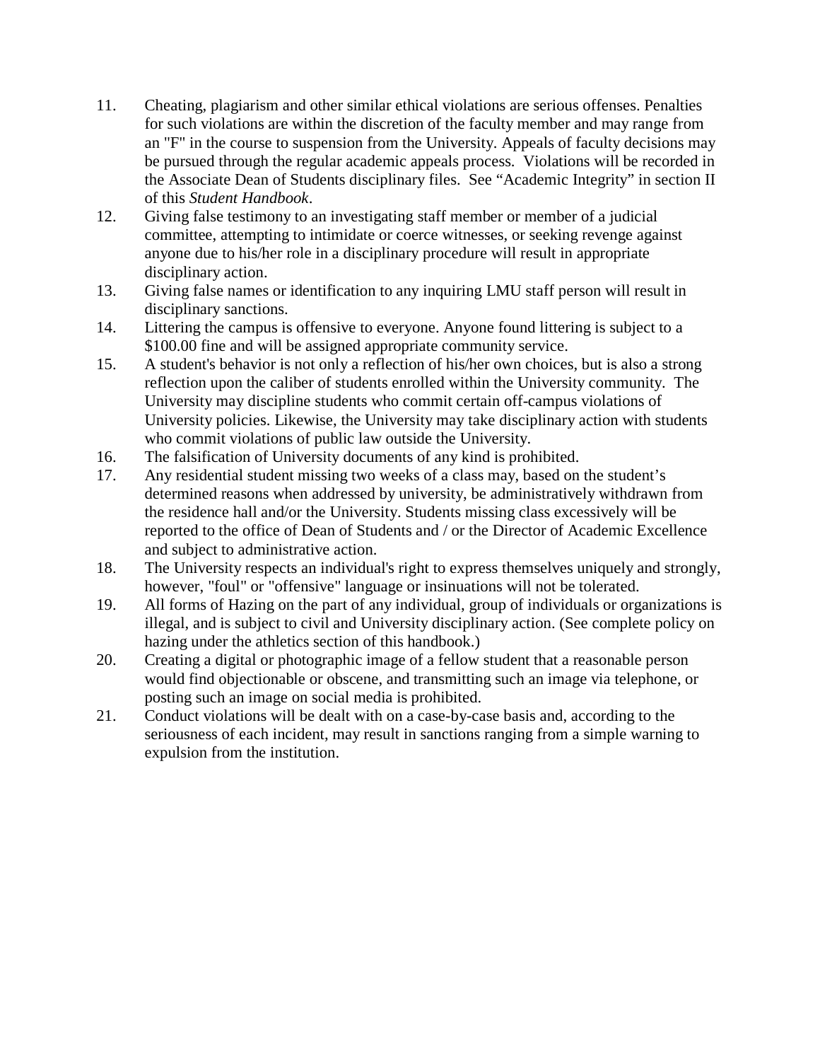11. Cheating, plagiarism and other similar ethical violations are serious offenses. Penalties for such violations are within the discretion of the faculty member and may range from an "F" in the course to suspension from the University. Appeals of faculty decisions may be pursued through the regular academic appeals process. Violations will be recorded in the Associate Dean of Students disciplinary files. See "Academic Integrity" in section II of this *Student Handbook*.
12. Giving false testimony to an investigating staff member or member of a judicial committee, attempting to intimidate or coerce witnesses, or seeking revenge against anyone due to his/her role in a disciplinary procedure will result in appropriate disciplinary action.
13. Giving false names or identification to any inquiring LMU staff person will result in disciplinary sanctions.
14. Littering the campus is offensive to everyone. Anyone found littering is subject to a $100.00 fine and will be assigned appropriate community service.
15. A student's behavior is not only a reflection of his/her own choices, but is also a strong reflection upon the caliber of students enrolled within the University community. The University may discipline students who commit certain off-campus violations of University policies. Likewise, the University may take disciplinary action with students who commit violations of public law outside the University.
16. The falsification of University documents of any kind is prohibited.
17. Any residential student missing two weeks of a class may, based on the student's determined reasons when addressed by university, be administratively withdrawn from the residence hall and/or the University. Students missing class excessively will be reported to the office of Dean of Students and / or the Director of Academic Excellence and subject to administrative action.
18. The University respects an individual's right to express themselves uniquely and strongly, however, "foul" or "offensive" language or insinuations will not be tolerated.
19. All forms of Hazing on the part of any individual, group of individuals or organizations is illegal, and is subject to civil and University disciplinary action. (See complete policy on hazing under the athletics section of this handbook.)
20. Creating a digital or photographic image of a fellow student that a reasonable person would find objectionable or obscene, and transmitting such an image via telephone, or posting such an image on social media is prohibited.
21. Conduct violations will be dealt with on a case-by-case basis and, according to the seriousness of each incident, may result in sanctions ranging from a simple warning to expulsion from the institution.